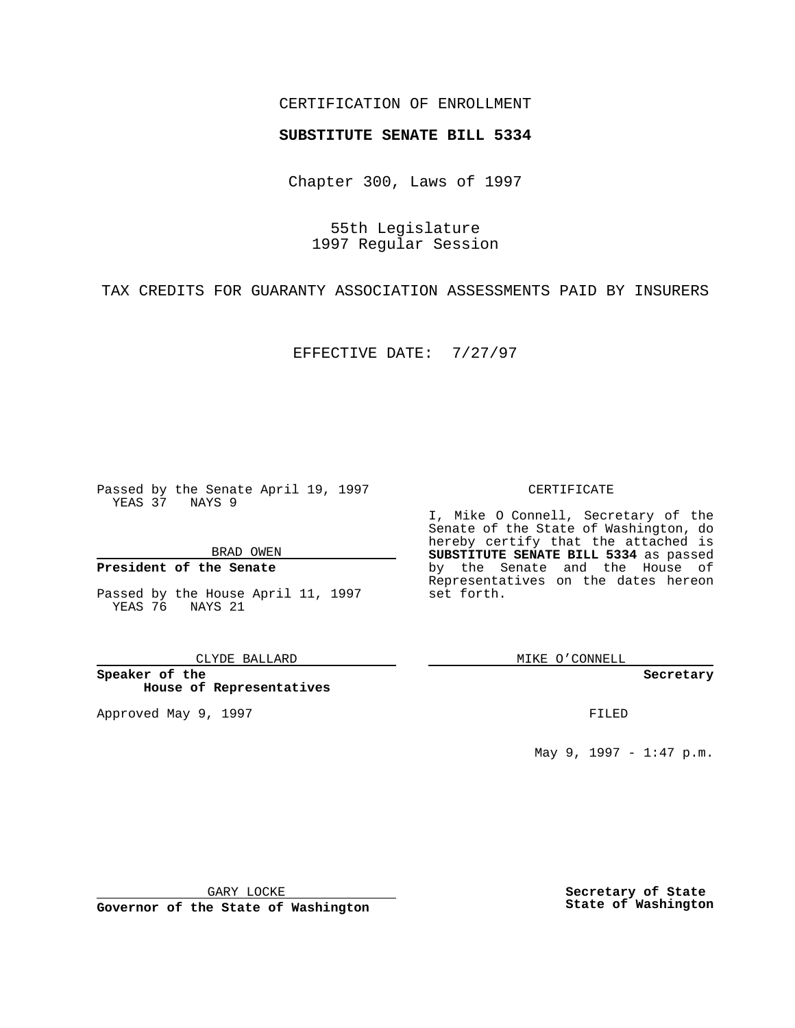CERTIFICATION OF ENROLLMENT

**SUBSTITUTE SENATE BILL 5334**

Chapter 300, Laws of 1997

55th Legislature
1997 Regular Session

TAX CREDITS FOR GUARANTY ASSOCIATION ASSESSMENTS PAID BY INSURERS

EFFECTIVE DATE: 7/27/97

Passed by the Senate April 19, 1997
YEAS 37 NAYS 9

BRAD OWEN

**President of the Senate**

Passed by the House April 11, 1997
YEAS 76 NAYS 21

CLYDE BALLARD

**Speaker of the House of Representatives**

Approved May 9, 1997

GARY LOCKE

**Governor of the State of Washington**

CERTIFICATE

I, Mike O Connell, Secretary of the Senate of the State of Washington, do hereby certify that the attached is **SUBSTITUTE SENATE BILL 5334** as passed by the Senate and the House of Representatives on the dates hereon set forth.

MIKE O'CONNELL

**Secretary**

FILED

May 9, 1997 - 1:47 p.m.

**Secretary of State State of Washington**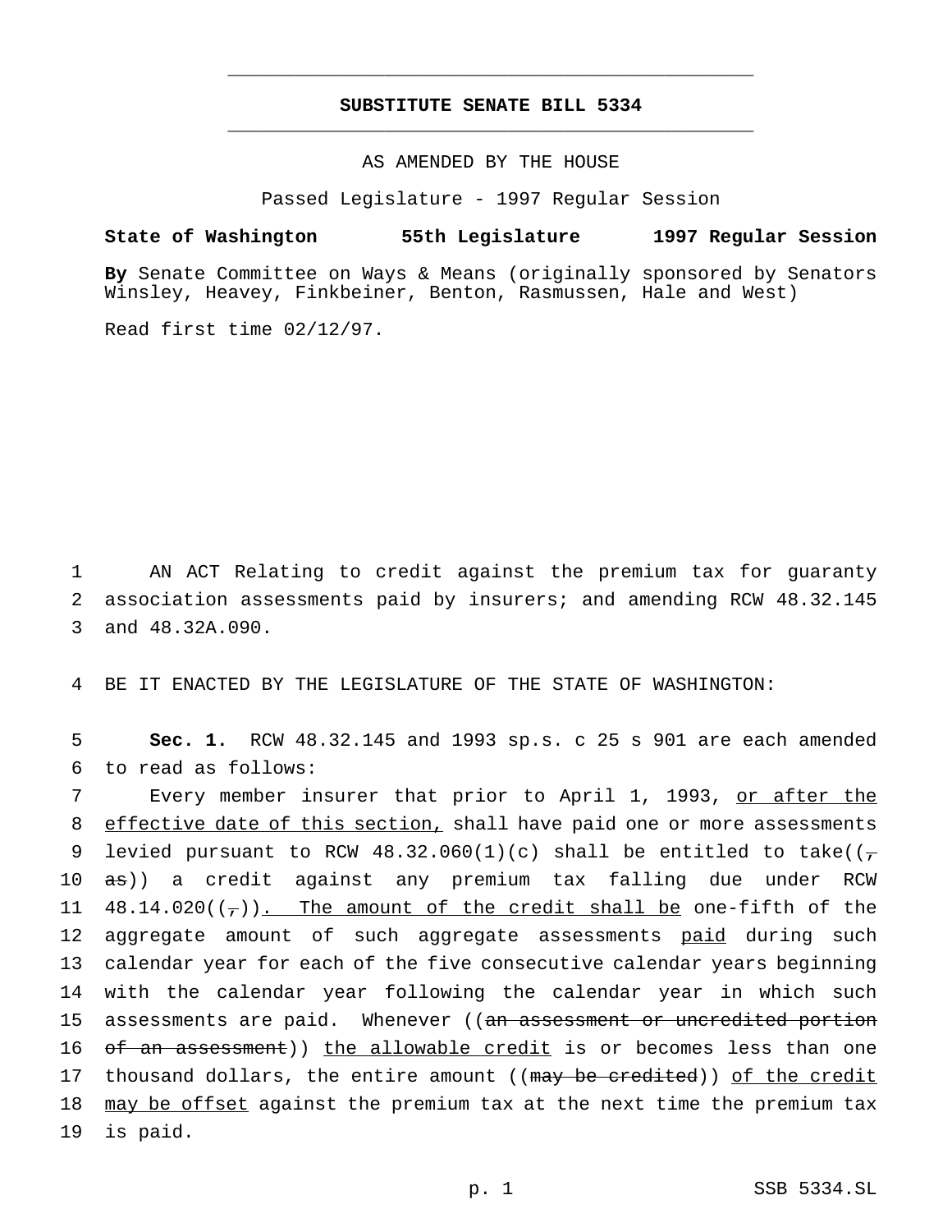# SUBSTITUTE SENATE BILL 5334

AS AMENDED BY THE HOUSE

Passed Legislature - 1997 Regular Session

**State of Washington 55th Legislature 1997 Regular Session**

**By** Senate Committee on Ways & Means (originally sponsored by Senators Winsley, Heavey, Finkbeiner, Benton, Rasmussen, Hale and West)

Read first time 02/12/97.

1 AN ACT Relating to credit against the premium tax for guaranty
2 association assessments paid by insurers; and amending RCW 48.32.145
3 and 48.32A.090.

4 BE IT ENACTED BY THE LEGISLATURE OF THE STATE OF WASHINGTON:

5 **Sec. 1.** RCW 48.32.145 and 1993 sp.s. c 25 s 901 are each amended
6 to read as follows:

7 Every member insurer that prior to April 1, 1993, or after the
8 effective date of this section, shall have paid one or more assessments
9 levied pursuant to RCW 48.32.060(1)(c) shall be entitled to take((~~,~~
10 ~~as~~)) a credit against any premium tax falling due under RCW
11 48.14.020((~~,~~)). The amount of the credit shall be one-fifth of the
12 aggregate amount of such aggregate assessments paid during such
13 calendar year for each of the five consecutive calendar years beginning
14 with the calendar year following the calendar year in which such
15 assessments are paid. Whenever ((~~an assessment or uncredited portion~~
16 ~~of an assessment~~)) the allowable credit is or becomes less than one
17 thousand dollars, the entire amount ((~~may be credited~~)) of the credit
18 may be offset against the premium tax at the next time the premium tax
19 is paid.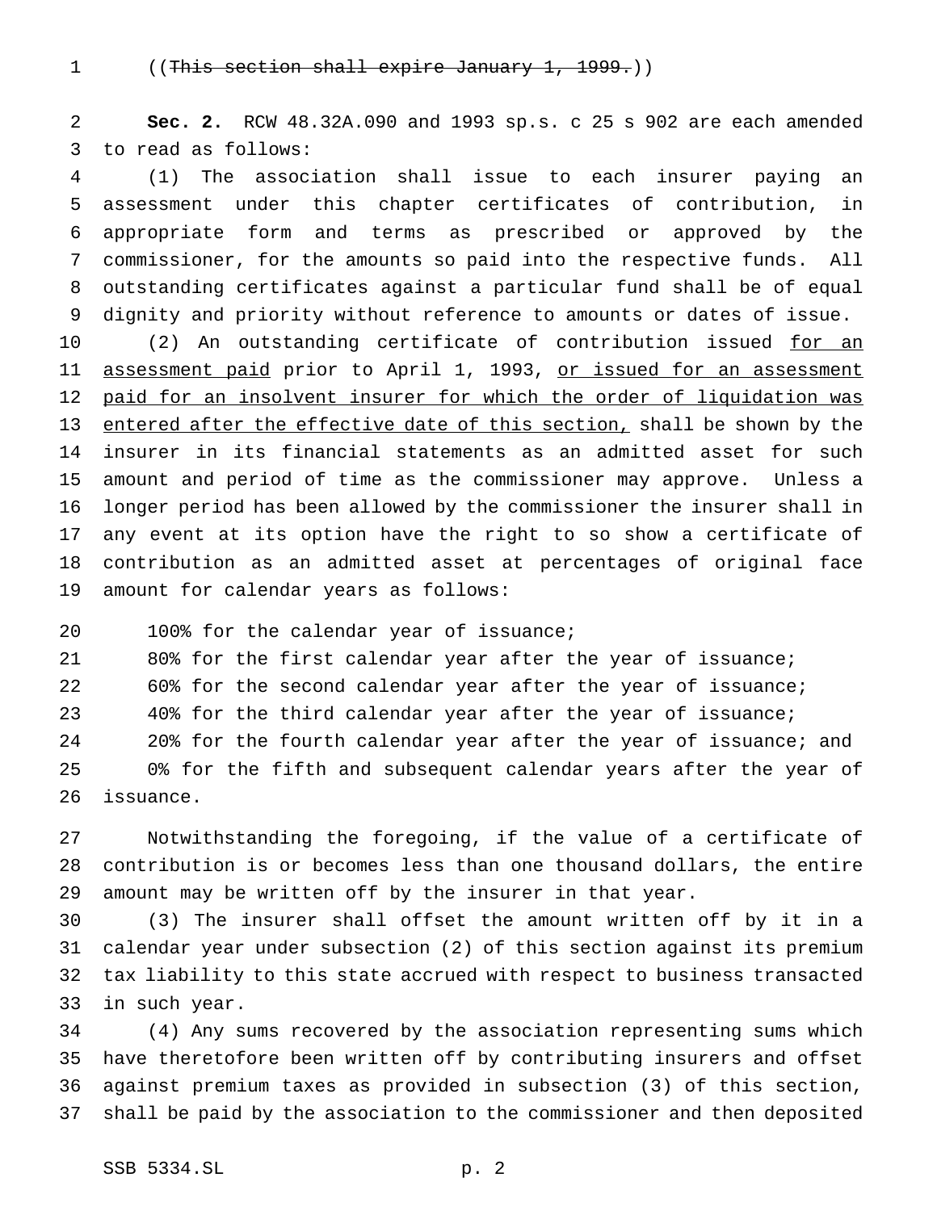((~~This section shall expire January 1, 1999.~~))

**Sec. 2.** RCW 48.32A.090 and 1993 sp.s. c 25 s 902 are each amended to read as follows:

(1) The association shall issue to each insurer paying an assessment under this chapter certificates of contribution, in appropriate form and terms as prescribed or approved by the commissioner, for the amounts so paid into the respective funds. All outstanding certificates against a particular fund shall be of equal dignity and priority without reference to amounts or dates of issue.

(2) An outstanding certificate of contribution issued <u>for an assessment paid</u> prior to April 1, 1993, <u>or issued for an assessment paid for an insolvent insurer for which the order of liquidation was entered after the effective date of this section,</u> shall be shown by the insurer in its financial statements as an admitted asset for such amount and period of time as the commissioner may approve. Unless a longer period has been allowed by the commissioner the insurer shall in any event at its option have the right to so show a certificate of contribution as an admitted asset at percentages of original face amount for calendar years as follows:

100% for the calendar year of issuance;
80% for the first calendar year after the year of issuance;
60% for the second calendar year after the year of issuance;
40% for the third calendar year after the year of issuance;
20% for the fourth calendar year after the year of issuance; and
0% for the fifth and subsequent calendar years after the year of issuance.

Notwithstanding the foregoing, if the value of a certificate of contribution is or becomes less than one thousand dollars, the entire amount may be written off by the insurer in that year.

(3) The insurer shall offset the amount written off by it in a calendar year under subsection (2) of this section against its premium tax liability to this state accrued with respect to business transacted in such year.

(4) Any sums recovered by the association representing sums which have theretofore been written off by contributing insurers and offset against premium taxes as provided in subsection (3) of this section, shall be paid by the association to the commissioner and then deposited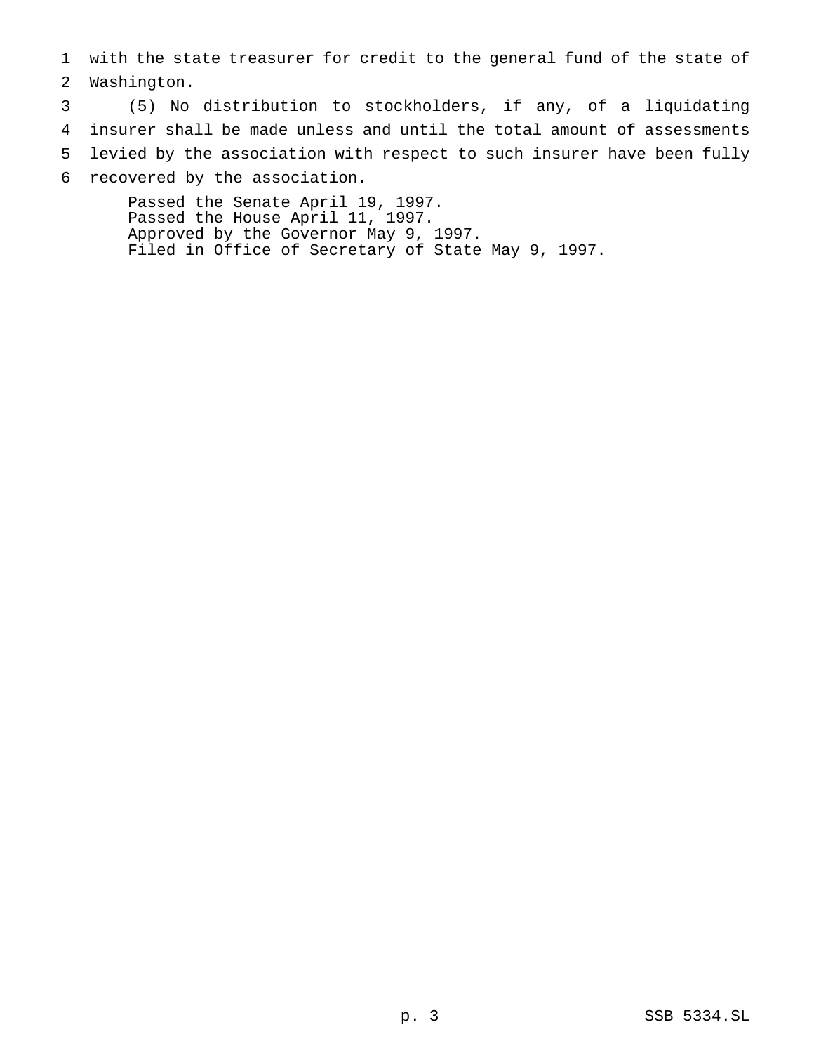with the state treasurer for credit to the general fund of the state of Washington.

(5) No distribution to stockholders, if any, of a liquidating insurer shall be made unless and until the total amount of assessments levied by the association with respect to such insurer have been fully recovered by the association.

Passed the Senate April 19, 1997.
Passed the House April 11, 1997.
Approved by the Governor May 9, 1997.
Filed in Office of Secretary of State May 9, 1997.